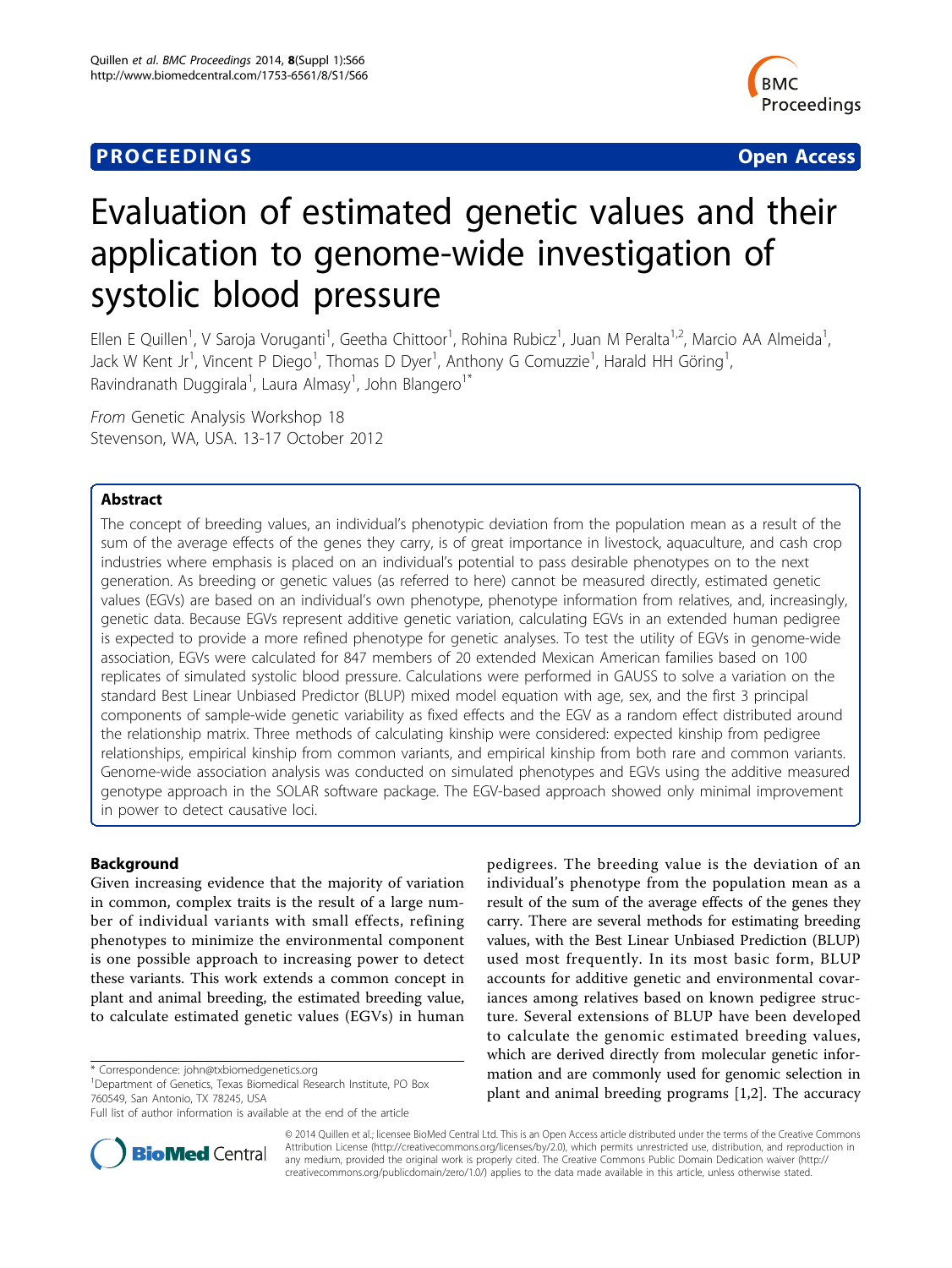**PROCEEDINGS** **Open Access**

# Evaluation of estimated genetic values and their application to genome-wide investigation of systolic blood pressure

Ellen E Quillen[1], V Saroja Voruganti[1], Geetha Chittoor[1], Rohina Rubicz[1], Juan M Peralta[1,2], Marcio AA Almeida[1], Jack W Kent Jr[1], Vincent P Diego[1], Thomas D Dyer[1], Anthony G Comuzzie[1], Harald HH Göring[1], Ravindranath Duggirala[1], Laura Almasy[1], John Blangero[1*]

*From* Genetic Analysis Workshop 18
Stevenson, WA, USA. 13-17 October 2012

## Abstract

The concept of breeding values, an individual's phenotypic deviation from the population mean as a result of the sum of the average effects of the genes they carry, is of great importance in livestock, aquaculture, and cash crop industries where emphasis is placed on an individual's potential to pass desirable phenotypes on to the next generation. As breeding or genetic values (as referred to here) cannot be measured directly, estimated genetic values (EGVs) are based on an individual's own phenotype, phenotype information from relatives, and, increasingly, genetic data. Because EGVs represent additive genetic variation, calculating EGVs in an extended human pedigree is expected to provide a more refined phenotype for genetic analyses. To test the utility of EGVs in genome-wide association, EGVs were calculated for 847 members of 20 extended Mexican American families based on 100 replicates of simulated systolic blood pressure. Calculations were performed in GAUSS to solve a variation on the standard Best Linear Unbiased Predictor (BLUP) mixed model equation with age, sex, and the first 3 principal components of sample-wide genetic variability as fixed effects and the EGV as a random effect distributed around the relationship matrix. Three methods of calculating kinship were considered: expected kinship from pedigree relationships, empirical kinship from common variants, and empirical kinship from both rare and common variants. Genome-wide association analysis was conducted on simulated phenotypes and EGVs using the additive measured genotype approach in the SOLAR software package. The EGV-based approach showed only minimal improvement in power to detect causative loci.

## Background

Given increasing evidence that the majority of variation in common, complex traits is the result of a large number of individual variants with small effects, refining phenotypes to minimize the environmental component is one possible approach to increasing power to detect these variants. This work extends a common concept in plant and animal breeding, the estimated breeding value, to calculate estimated genetic values (EGVs) in human pedigrees. The breeding value is the deviation of an individual's phenotype from the population mean as a result of the sum of the average effects of the genes they carry. There are several methods for estimating breeding values, with the Best Linear Unbiased Prediction (BLUP) used most frequently. In its most basic form, BLUP accounts for additive genetic and environmental covariances among relatives based on known pedigree structure. Several extensions of BLUP have been developed to calculate the genomic estimated breeding values, which are derived directly from molecular genetic information and are commonly used for genomic selection in plant and animal breeding programs [1,2]. The accuracy

\* Correspondence: john@txbiomedgenetics.org
[1]Department of Genetics, Texas Biomedical Research Institute, PO Box 760549, San Antonio, TX 78245, USA
Full list of author information is available at the end of the article

© 2014 Quillen et al.; licensee BioMed Central Ltd. This is an Open Access article distributed under the terms of the Creative Commons Attribution License (http://creativecommons.org/licenses/by/2.0), which permits unrestricted use, distribution, and reproduction in any medium, provided the original work is properly cited. The Creative Commons Public Domain Dedication waiver (http://creativecommons.org/publicdomain/zero/1.0/) applies to the data made available in this article, unless otherwise stated.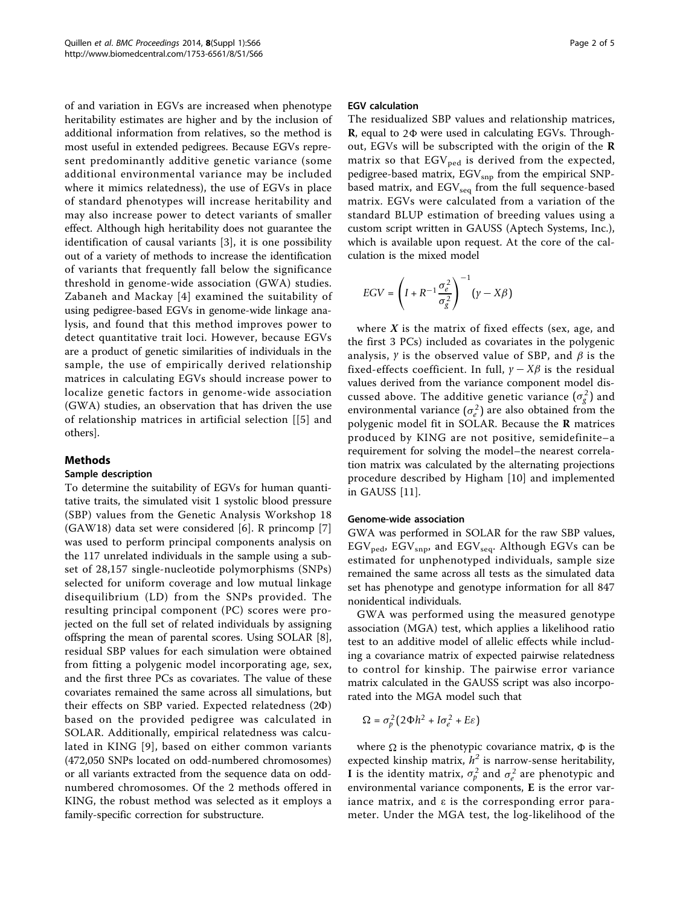of and variation in EGVs are increased when phenotype heritability estimates are higher and by the inclusion of additional information from relatives, so the method is most useful in extended pedigrees. Because EGVs represent predominantly additive genetic variance (some additional environmental variance may be included where it mimics relatedness), the use of EGVs in place of standard phenotypes will increase heritability and may also increase power to detect variants of smaller effect. Although high heritability does not guarantee the identification of causal variants [3], it is one possibility out of a variety of methods to increase the identification of variants that frequently fall below the significance threshold in genome-wide association (GWA) studies. Zabaneh and Mackay [4] examined the suitability of using pedigree-based EGVs in genome-wide linkage analysis, and found that this method improves power to detect quantitative trait loci. However, because EGVs are a product of genetic similarities of individuals in the sample, the use of empirically derived relationship matrices in calculating EGVs should increase power to localize genetic factors in genome-wide association (GWA) studies, an observation that has driven the use of relationship matrices in artificial selection [[5] and others].

## Methods

### Sample description

To determine the suitability of EGVs for human quantitative traits, the simulated visit 1 systolic blood pressure (SBP) values from the Genetic Analysis Workshop 18 (GAW18) data set were considered [6]. R princomp [7] was used to perform principal components analysis on the 117 unrelated individuals in the sample using a subset of 28,157 single-nucleotide polymorphisms (SNPs) selected for uniform coverage and low mutual linkage disequilibrium (LD) from the SNPs provided. The resulting principal component (PC) scores were projected on the full set of related individuals by assigning offspring the mean of parental scores. Using SOLAR [8], residual SBP values for each simulation were obtained from fitting a polygenic model incorporating age, sex, and the first three PCs as covariates. The value of these covariates remained the same across all simulations, but their effects on SBP varied. Expected relatedness ($2\Phi$) based on the provided pedigree was calculated in SOLAR. Additionally, empirical relatedness was calculated in KING [9], based on either common variants (472,050 SNPs located on odd-numbered chromosomes) or all variants extracted from the sequence data on odd-numbered chromosomes. Of the 2 methods offered in KING, the robust method was selected as it employs a family-specific correction for substructure.

### EGV calculation

The residualized SBP values and relationship matrices, **R**, equal to $2\Phi$ were used in calculating EGVs. Throughout, EGVs will be subscripted with the origin of the **R** matrix so that $\text{EGV}_{\text{ped}}$ is derived from the expected, pedigree-based matrix, $\text{EGV}_{\text{snp}}$ from the empirical SNP-based matrix, and $\text{EGV}_{\text{seq}}$ from the full sequence-based matrix. EGVs were calculated from a variation of the standard BLUP estimation of breeding values using a custom script written in GAUSS (Aptech Systems, Inc.), which is available upon request. At the core of the calculation is the mixed model

$$EGV = \left(I + R^{-1}\frac{\sigma_e^2}{\sigma_g^2}\right)^{-1}(\gamma - X\beta)$$

where $X$ is the matrix of fixed effects (sex, age, and the first 3 PCs) included as covariates in the polygenic analysis, $\gamma$ is the observed value of SBP, and $\beta$ is the fixed-effects coefficient. In full, $\gamma - X\beta$ is the residual values derived from the variance component model discussed above. The additive genetic variance ($\sigma_g^2$) and environmental variance ($\sigma_e^2$) are also obtained from the polygenic model fit in SOLAR. Because the **R** matrices produced by KING are not positive, semidefinite–a requirement for solving the model–the nearest correlation matrix was calculated by the alternating projections procedure described by Higham [10] and implemented in GAUSS [11].

### Genome-wide association

GWA was performed in SOLAR for the raw SBP values, $\text{EGV}_{\text{ped}}$, $\text{EGV}_{\text{snp}}$, and $\text{EGV}_{\text{seq}}$. Although EGVs can be estimated for unphenotyped individuals, sample size remained the same across all tests as the simulated data set has phenotype and genotype information for all 847 nonidentical individuals.

GWA was performed using the measured genotype association (MGA) test, which applies a likelihood ratio test to an additive model of allelic effects while including a covariance matrix of expected pairwise relatedness to control for kinship. The pairwise error variance matrix calculated in the GAUSS script was also incorporated into the MGA model such that

$$\Omega = \sigma_p^2(2\Phi h^2 + I\sigma_e^2 + E\varepsilon)$$

where $\Omega$ is the phenotypic covariance matrix, $\Phi$ is the expected kinship matrix, $h^2$ is narrow-sense heritability, **I** is the identity matrix, $\sigma_p^2$ and $\sigma_e^2$ are phenotypic and environmental variance components, **E** is the error variance matrix, and $\varepsilon$ is the corresponding error parameter. Under the MGA test, the log-likelihood of the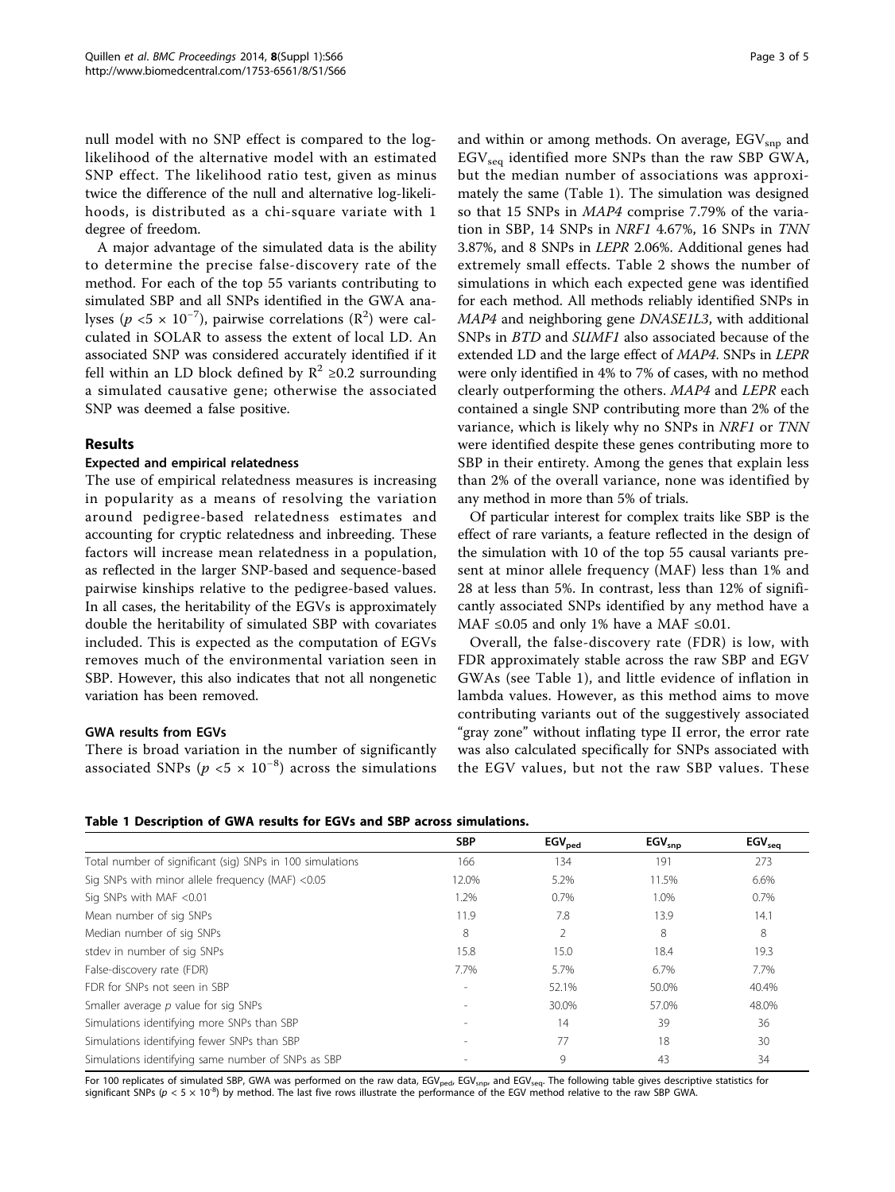null model with no SNP effect is compared to the log-likelihood of the alternative model with an estimated SNP effect. The likelihood ratio test, given as minus twice the difference of the null and alternative log-likelihoods, is distributed as a chi-square variate with 1 degree of freedom.

A major advantage of the simulated data is the ability to determine the precise false-discovery rate of the method. For each of the top 55 variants contributing to simulated SBP and all SNPs identified in the GWA analyses ($p < 5 \times 10^{-7}$), pairwise correlations ($R^2$) were calculated in SOLAR to assess the extent of local LD. An associated SNP was considered accurately identified if it fell within an LD block defined by $R^2 \geq 0.2$ surrounding a simulated causative gene; otherwise the associated SNP was deemed a false positive.

## Results

### Expected and empirical relatedness

The use of empirical relatedness measures is increasing in popularity as a means of resolving the variation around pedigree-based relatedness estimates and accounting for cryptic relatedness and inbreeding. These factors will increase mean relatedness in a population, as reflected in the larger SNP-based and sequence-based pairwise kinships relative to the pedigree-based values. In all cases, the heritability of the EGVs is approximately double the heritability of simulated SBP with covariates included. This is expected as the computation of EGVs removes much of the environmental variation seen in SBP. However, this also indicates that not all nongenetic variation has been removed.

### GWA results from EGVs

There is broad variation in the number of significantly associated SNPs ($p < 5 \times 10^{-8}$) across the simulations and within or among methods. On average, $EGV_{snp}$ and $EGV_{seq}$ identified more SNPs than the raw SBP GWA, but the median number of associations was approximately the same (Table 1). The simulation was designed so that 15 SNPs in *MAP4* comprise 7.79% of the variation in SBP, 14 SNPs in *NRF1* 4.67%, 16 SNPs in *TNN* 3.87%, and 8 SNPs in *LEPR* 2.06%. Additional genes had extremely small effects. Table 2 shows the number of simulations in which each expected gene was identified for each method. All methods reliably identified SNPs in *MAP4* and neighboring gene *DNASE1L3*, with additional SNPs in *BTD* and *SUMF1* also associated because of the extended LD and the large effect of *MAP4*. SNPs in *LEPR* were only identified in 4% to 7% of cases, with no method clearly outperforming the others. *MAP4* and *LEPR* each contained a single SNP contributing more than 2% of the variance, which is likely why no SNPs in *NRF1* or *TNN* were identified despite these genes contributing more to SBP in their entirety. Among the genes that explain less than 2% of the overall variance, none was identified by any method in more than 5% of trials.

Of particular interest for complex traits like SBP is the effect of rare variants, a feature reflected in the design of the simulation with 10 of the top 55 causal variants present at minor allele frequency (MAF) less than 1% and 28 at less than 5%. In contrast, less than 12% of significantly associated SNPs identified by any method have a MAF ≤0.05 and only 1% have a MAF ≤0.01.

Overall, the false-discovery rate (FDR) is low, with FDR approximately stable across the raw SBP and EGV GWAs (see Table 1), and little evidence of inflation in lambda values. However, as this method aims to move contributing variants out of the suggestively associated "gray zone" without inflating type II error, the error rate was also calculated specifically for SNPs associated with the EGV values, but not the raw SBP values. These

**Table 1 Description of GWA results for EGVs and SBP across simulations.**

| | SBP | $EGV_{ped}$ | $EGV_{snp}$ | $EGV_{seq}$ |
|---|---|---|---|---|
| Total number of significant (sig) SNPs in 100 simulations | 166 | 134 | 191 | 273 |
| Sig SNPs with minor allele frequency (MAF) <0.05 | 12.0% | 5.2% | 11.5% | 6.6% |
| Sig SNPs with MAF <0.01 | 1.2% | 0.7% | 1.0% | 0.7% |
| Mean number of sig SNPs | 11.9 | 7.8 | 13.9 | 14.1 |
| Median number of sig SNPs | 8 | 2 | 8 | 8 |
| stdev in number of sig SNPs | 15.8 | 15.0 | 18.4 | 19.3 |
| False-discovery rate (FDR) | 7.7% | 5.7% | 6.7% | 7.7% |
| FDR for SNPs not seen in SBP | - | 52.1% | 50.0% | 40.4% |
| Smaller average *p* value for sig SNPs | - | 30.0% | 57.0% | 48.0% |
| Simulations identifying more SNPs than SBP | - | 14 | 39 | 36 |
| Simulations identifying fewer SNPs than SBP | - | 77 | 18 | 30 |
| Simulations identifying same number of SNPs as SBP | - | 9 | 43 | 34 |

For 100 replicates of simulated SBP, GWA was performed on the raw data, $EGV_{ped}$, $EGV_{snp}$, and $EGV_{seq}$. The following table gives descriptive statistics for significant SNPs ($p < 5 \times 10^{-8}$) by method. The last five rows illustrate the performance of the EGV method relative to the raw SBP GWA.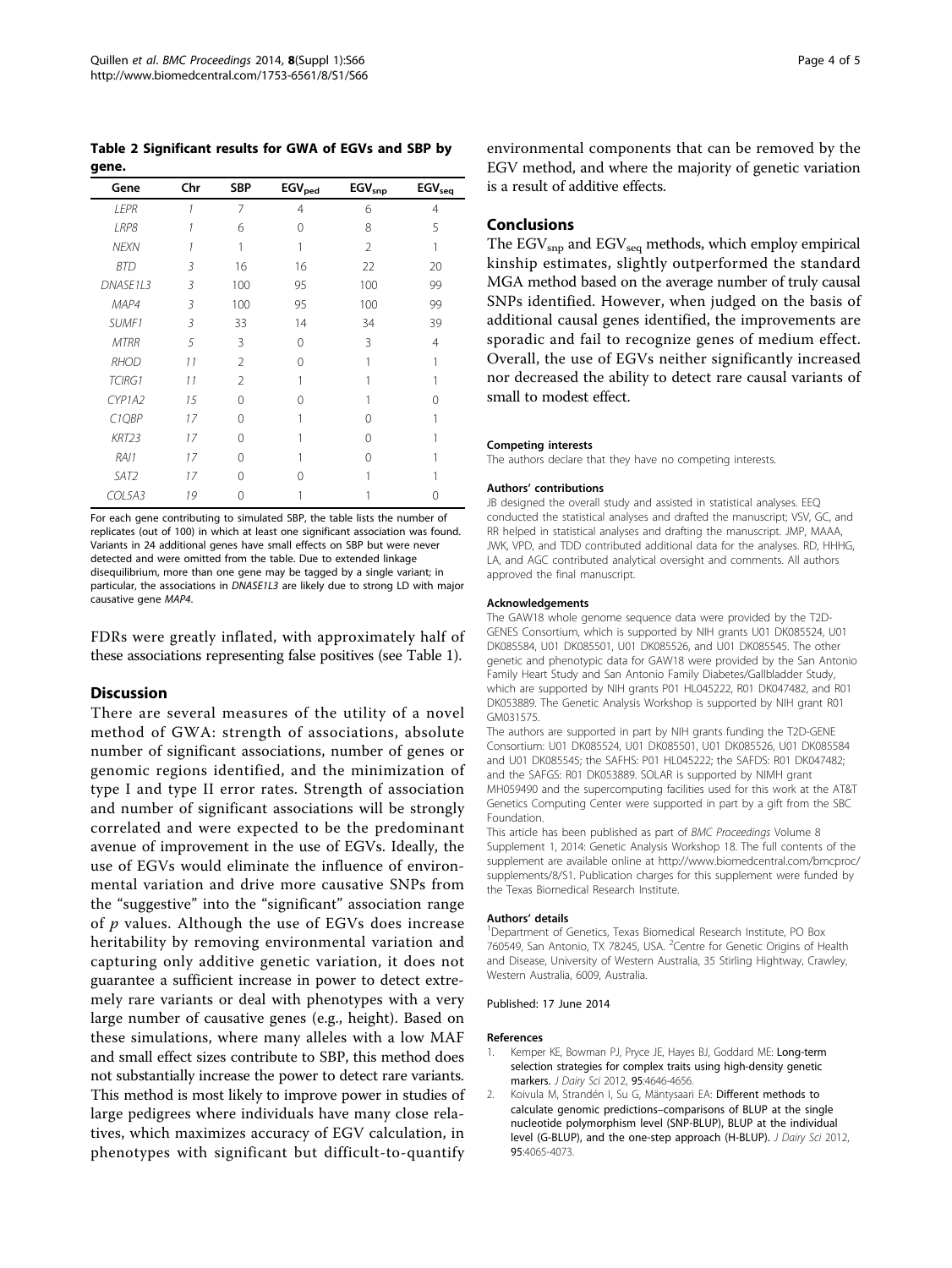**Table 2 Significant results for GWA of EGVs and SBP by gene.**

| Gene | Chr | SBP | $EGV_{ped}$ | $EGV_{snp}$ | $EGV_{seq}$ |
|---|---|---|---|---|---|
| *LEPR* | *1* | 7 | 4 | 6 | 4 |
| *LRP8* | *1* | 6 | 0 | 8 | 5 |
| *NEXN* | *1* | 1 | 1 | 2 | 1 |
| *BTD* | *3* | 16 | 16 | 22 | 20 |
| *DNASE1L3* | *3* | 100 | 95 | 100 | 99 |
| *MAP4* | *3* | 100 | 95 | 100 | 99 |
| *SUMF1* | *3* | 33 | 14 | 34 | 39 |
| *MTRR* | *5* | 3 | 0 | 3 | 4 |
| *RHOD* | *11* | 2 | 0 | 1 | 1 |
| *TCIRG1* | *11* | 2 | 1 | 1 | 1 |
| *CYP1A2* | *15* | 0 | 0 | 1 | 0 |
| *C1QBP* | *17* | 0 | 1 | 0 | 1 |
| *KRT23* | *17* | 0 | 1 | 0 | 1 |
| *RAI1* | *17* | 0 | 1 | 0 | 1 |
| *SAT2* | *17* | 0 | 0 | 1 | 1 |
| *COL5A3* | *19* | 0 | 1 | 1 | 0 |

For each gene contributing to simulated SBP, the table lists the number of replicates (out of 100) in which at least one significant association was found. Variants in 24 additional genes have small effects on SBP but were never detected and were omitted from the table. Due to extended linkage disequilibrium, more than one gene may be tagged by a single variant; in particular, the associations in *DNASE1L3* are likely due to strong LD with major causative gene *MAP4*.

FDRs were greatly inflated, with approximately half of these associations representing false positives (see Table 1).

## Discussion

There are several measures of the utility of a novel method of GWA: strength of associations, absolute number of significant associations, number of genes or genomic regions identified, and the minimization of type I and type II error rates. Strength of association and number of significant associations will be strongly correlated and were expected to be the predominant avenue of improvement in the use of EGVs. Ideally, the use of EGVs would eliminate the influence of environmental variation and drive more causative SNPs from the "suggestive" into the "significant" association range of $p$ values. Although the use of EGVs does increase heritability by removing environmental variation and capturing only additive genetic variation, it does not guarantee a sufficient increase in power to detect extremely rare variants or deal with phenotypes with a very large number of causative genes (e.g., height). Based on these simulations, where many alleles with a low MAF and small effect sizes contribute to SBP, this method does not substantially increase the power to detect rare variants. This method is most likely to improve power in studies of large pedigrees where individuals have many close relatives, which maximizes accuracy of EGV calculation, in phenotypes with significant but difficult-to-quantify environmental components that can be removed by the EGV method, and where the majority of genetic variation is a result of additive effects.

## Conclusions

The $EGV_{snp}$ and $EGV_{seq}$ methods, which employ empirical kinship estimates, slightly outperformed the standard MGA method based on the average number of truly causal SNPs identified. However, when judged on the basis of additional causal genes identified, the improvements are sporadic and fail to recognize genes of medium effect. Overall, the use of EGVs neither significantly increased nor decreased the ability to detect rare causal variants of small to modest effect.

#### Competing interests

The authors declare that they have no competing interests.

#### Authors' contributions

JB designed the overall study and assisted in statistical analyses. EEQ conducted the statistical analyses and drafted the manuscript; VSV, GC, and RR helped in statistical analyses and drafting the manuscript. JMP, MAAA, JWK, VPD, and TDD contributed additional data for the analyses. RD, HHHG, LA, and AGC contributed analytical oversight and comments. All authors approved the final manuscript.

#### Acknowledgements

The GAW18 whole genome sequence data were provided by the T2D-GENES Consortium, which is supported by NIH grants U01 DK085524, U01 DK085584, U01 DK085501, U01 DK085526, and U01 DK085545. The other genetic and phenotypic data for GAW18 were provided by the San Antonio Family Heart Study and San Antonio Family Diabetes/Gallbladder Study, which are supported by NIH grants P01 HL045222, R01 DK047482, and R01 DK053889. The Genetic Analysis Workshop is supported by NIH grant R01 GM031575.

The authors are supported in part by NIH grants funding the T2D-GENE Consortium: U01 DK085524, U01 DK085501, U01 DK085526, U01 DK085584 and U01 DK085545; the SAFHS: P01 HL045222; the SAFDS: R01 DK047482; and the SAFGS: R01 DK053889. SOLAR is supported by NIMH grant MH059490 and the supercomputing facilities used for this work at the AT&T Genetics Computing Center were supported in part by a gift from the SBC Foundation.

This article has been published as part of *BMC Proceedings* Volume 8 Supplement 1, 2014: Genetic Analysis Workshop 18. The full contents of the supplement are available online at http://www.biomedcentral.com/bmcproc/supplements/8/S1. Publication charges for this supplement were funded by the Texas Biomedical Research Institute.

#### Authors' details

[1]Department of Genetics, Texas Biomedical Research Institute, PO Box 760549, San Antonio, TX 78245, USA. [2]Centre for Genetic Origins of Health and Disease, University of Western Australia, 35 Stirling Hightway, Crawley, Western Australia, 6009, Australia.

Published: 17 June 2014

#### References

1. Kemper KE, Bowman PJ, Pryce JE, Hayes BJ, Goddard ME: **Long-term selection strategies for complex traits using high-density genetic markers.** *J Dairy Sci* 2012, **95**:4646-4656.
2. Koivula M, Strandén I, Su G, Mäntysaari EA: **Different methods to calculate genomic predictions–comparisons of BLUP at the single nucleotide polymorphism level (SNP-BLUP), BLUP at the individual level (G-BLUP), and the one-step approach (H-BLUP).** *J Dairy Sci* 2012, **95**:4065-4073.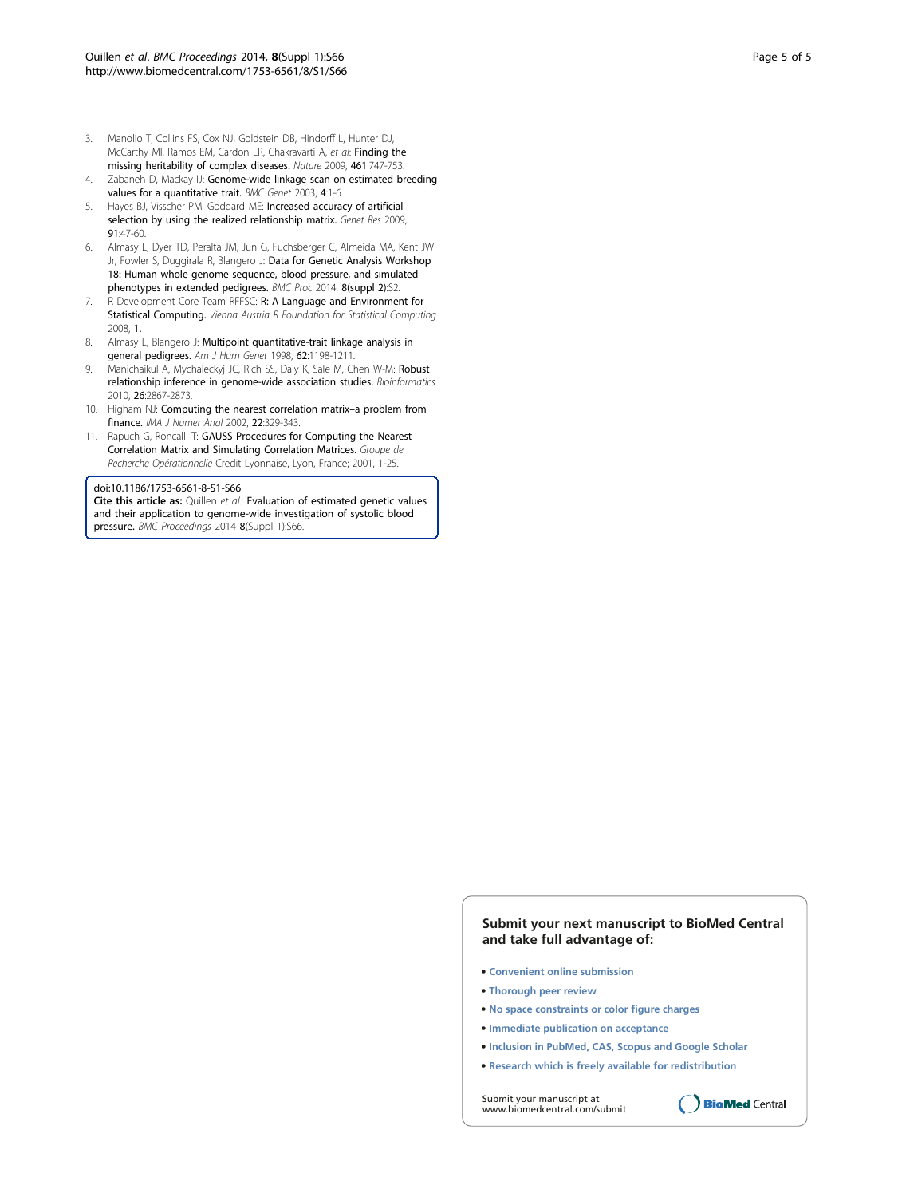3. Manolio T, Collins FS, Cox NJ, Goldstein DB, Hindorff L, Hunter DJ, McCarthy MI, Ramos EM, Cardon LR, Chakravarti A, *et al*: **Finding the missing heritability of complex diseases.** *Nature* 2009, **461**:747-753.
4. Zabaneh D, Mackay IJ: **Genome-wide linkage scan on estimated breeding values for a quantitative trait.** *BMC Genet* 2003, **4**:1-6.
5. Hayes BJ, Visscher PM, Goddard ME: **Increased accuracy of artificial selection by using the realized relationship matrix.** *Genet Res* 2009, **91**:47-60.
6. Almasy L, Dyer TD, Peralta JM, Jun G, Fuchsberger C, Almeida MA, Kent JW Jr, Fowler S, Duggirala R, Blangero J: **Data for Genetic Analysis Workshop 18: Human whole genome sequence, blood pressure, and simulated phenotypes in extended pedigrees.** *BMC Proc* 2014, **8(suppl 2)**:S2.
7. R Development Core Team RFFSC: **R: A Language and Environment for Statistical Computing.** *Vienna Austria R Foundation for Statistical Computing* 2008, **1**.
8. Almasy L, Blangero J: **Multipoint quantitative-trait linkage analysis in general pedigrees.** *Am J Hum Genet* 1998, **62**:1198-1211.
9. Manichaikul A, Mychaleckyj JC, Rich SS, Daly K, Sale M, Chen W-M: **Robust relationship inference in genome-wide association studies.** *Bioinformatics* 2010, **26**:2867-2873.
10. Higham NJ: **Computing the nearest correlation matrix–a problem from finance.** *IMA J Numer Anal* 2002, **22**:329-343.
11. Rapuch G, Roncalli T: **GAUSS Procedures for Computing the Nearest Correlation Matrix and Simulating Correlation Matrices.** *Groupe de Recherche Opérationnelle* Credit Lyonnaise, Lyon, France; 2001, 1-25.

doi:10.1186/1753-6561-8-S1-S66

**Cite this article as:** Quillen *et al.*: Evaluation of estimated genetic values and their application to genome-wide investigation of systolic blood pressure. *BMC Proceedings* 2014 **8**(Suppl 1):S66.